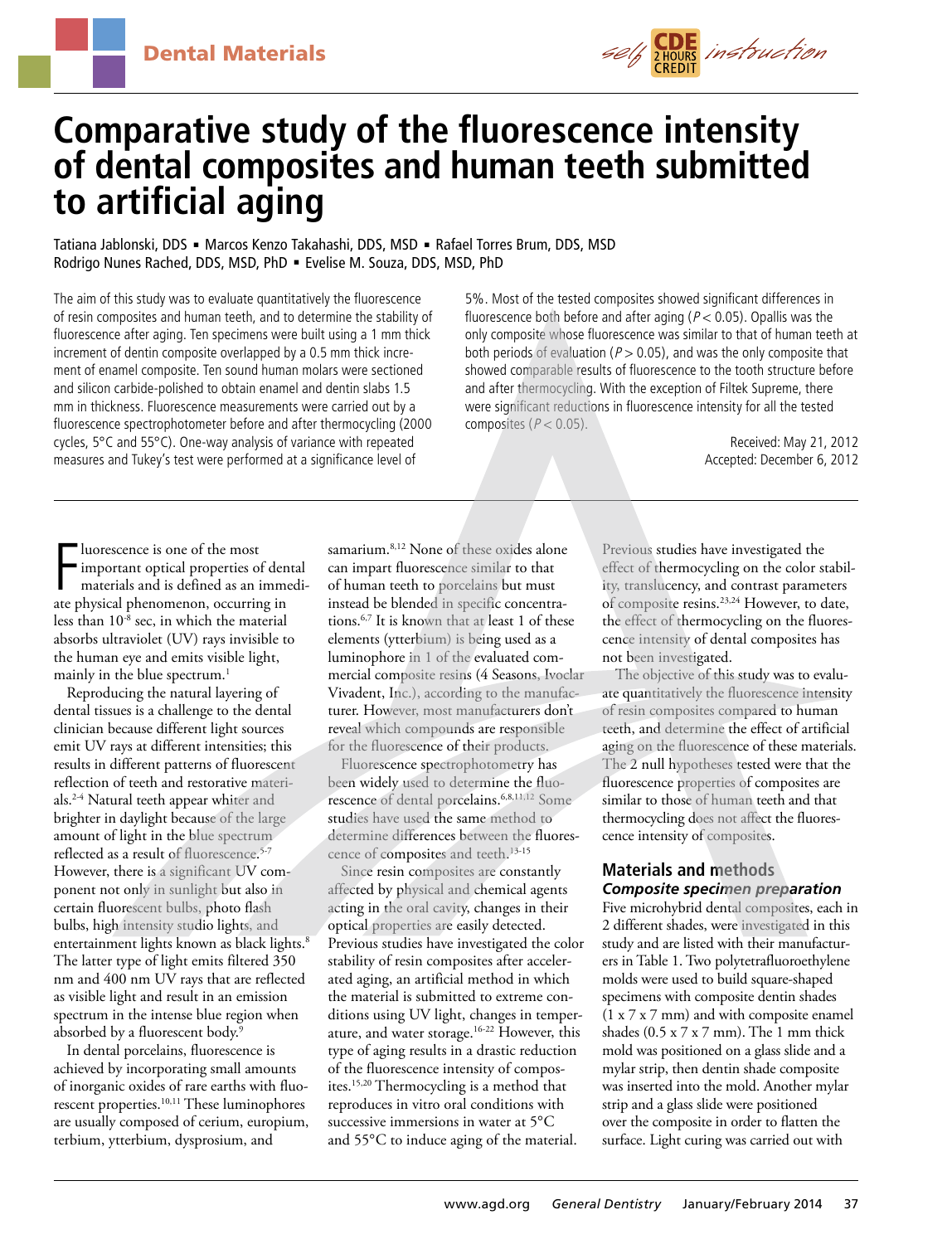Dental Materials

self CDE 2 HOURS CREDIT instruction

# Comparative study of the fluorescence intensity of dental composites and human teeth submitted to artificial aging

Tatiana Jablonski, DDS ▪ Marcos Kenzo Takahashi, DDS, MSD ▪ Rafael Torres Brum, DDS, MSD
Rodrigo Nunes Rached, DDS, MSD, PhD ▪ Evelise M. Souza, DDS, MSD, PhD

The aim of this study was to evaluate quantitatively the fluorescence of resin composites and human teeth, and to determine the stability of fluorescence after aging. Ten specimens were built using a 1 mm thick increment of dentin composite overlapped by a 0.5 mm thick increment of enamel composite. Ten sound human molars were sectioned and silicon carbide-polished to obtain enamel and dentin slabs 1.5 mm in thickness. Fluorescence measurements were carried out by a fluorescence spectrophotometer before and after thermocycling (2000 cycles, 5°C and 55°C). One-way analysis of variance with repeated measures and Tukey's test were performed at a significance level of 5%. Most of the tested composites showed significant differences in fluorescence both before and after aging ($P < 0.05$). Opallis was the only composite whose fluorescence was similar to that of human teeth at both periods of evaluation ($P > 0.05$), and was the only composite that showed comparable results of fluorescence to the tooth structure before and after thermocycling. With the exception of Filtek Supreme, there were significant reductions in fluorescence intensity for all the tested composites ($P < 0.05$).

Received: May 21, 2012
Accepted: December 6, 2012

Fluorescence is one of the most important optical properties of dental materials and is defined as an immediate physical phenomenon, occurring in less than $10^{-8}$ sec, in which the material absorbs ultraviolet (UV) rays invisible to the human eye and emits visible light, mainly in the blue spectrum.[1]

Reproducing the natural layering of dental tissues is a challenge to the dental clinician because different light sources emit UV rays at different intensities; this results in different patterns of fluorescent reflection of teeth and restorative materials.[2-4] Natural teeth appear whiter and brighter in daylight because of the large amount of light in the blue spectrum reflected as a result of fluorescence.[5-7] However, there is a significant UV component not only in sunlight but also in certain fluorescent bulbs, photo flash bulbs, high intensity studio lights, and entertainment lights known as black lights.[8] The latter type of light emits filtered 350 nm and 400 nm UV rays that are reflected as visible light and result in an emission spectrum in the intense blue region when absorbed by a fluorescent body.[9]

In dental porcelains, fluorescence is achieved by incorporating small amounts of inorganic oxides of rare earths with fluorescent properties.[10,11] These luminophores are usually composed of cerium, europium, terbium, ytterbium, dysprosium, and samarium.[8,12] None of these oxides alone can impart fluorescence similar to that of human teeth to porcelains but must instead be blended in specific concentrations.[6,7] It is known that at least 1 of these elements (ytterbium) is being used as a luminophore in 1 of the evaluated commercial composite resins (4 Seasons, Ivoclar Vivadent, Inc.), according to the manufacturer. However, most manufacturers don't reveal which compounds are responsible for the fluorescence of their products.

Fluorescence spectrophotometry has been widely used to determine the fluorescence of dental porcelains.[6,8,11,12] Some studies have used the same method to determine differences between the fluorescence of composites and teeth.[13-15]

Since resin composites are constantly affected by physical and chemical agents acting in the oral cavity, changes in their optical properties are easily detected. Previous studies have investigated the color stability of resin composites after accelerated aging, an artificial method in which the material is submitted to extreme conditions using UV light, changes in temperature, and water storage.[16-22] However, this type of aging results in a drastic reduction of the fluorescence intensity of composites.[15,20] Thermocycling is a method that reproduces in vitro oral conditions with successive immersions in water at 5°C and 55°C to induce aging of the material.

Previous studies have investigated the effect of thermocycling on the color stability, translucency, and contrast parameters of composite resins.[23,24] However, to date, the effect of thermocycling on the fluorescence intensity of dental composites has not been investigated.

The objective of this study was to evaluate quantitatively the fluorescence intensity of resin composites compared to human teeth, and determine the effect of artificial aging on the fluorescence of these materials. The 2 null hypotheses tested were that the fluorescence properties of composites are similar to those of human teeth and that thermocycling does not affect the fluorescence intensity of composites.

## Materials and methods

### *Composite specimen preparation*

Five microhybrid dental composites, each in 2 different shades, were investigated in this study and are listed with their manufacturers in Table 1. Two polytetrafluoroethylene molds were used to build square-shaped specimens with composite dentin shades (1 x 7 x 7 mm) and with composite enamel shades (0.5 x 7 x 7 mm). The 1 mm thick mold was positioned on a glass slide and a mylar strip, then dentin shade composite was inserted into the mold. Another mylar strip and a glass slide were positioned over the composite in order to flatten the surface. Light curing was carried out with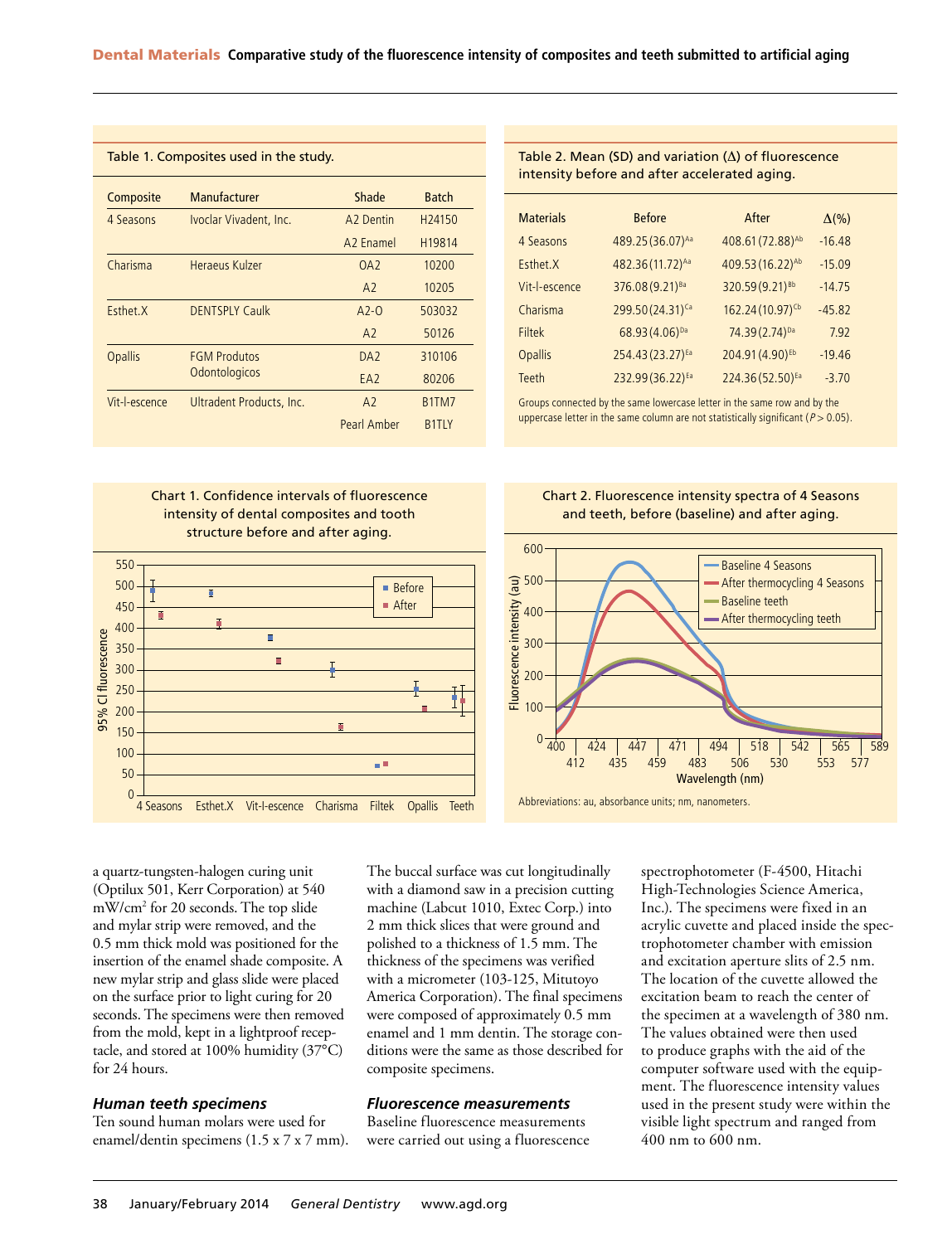Table 1. Composites used in the study.

| Composite | Manufacturer | Shade | Batch |
|---|---|---|---|
| 4 Seasons | Ivoclar Vivadent, Inc. | A2 Dentin | H24150 |
| | | A2 Enamel | H19814 |
| Charisma | Heraeus Kulzer | OA2 | 10200 |
| | | A2 | 10205 |
| Esthet.X | DENTSPLY Caulk | A2-O | 503032 |
| | | A2 | 50126 |
| Opallis | FGM Produtos Odontologicos | DA2 | 310106 |
| | | EA2 | 80206 |
| Vit-l-escence | Ultradent Products, Inc. | A2 | B1TM7 |
| | | Pearl Amber | B1TLY |

Table 2. Mean (SD) and variation (Δ) of fluorescence intensity before and after accelerated aging.

| Materials | Before | After | Δ(%) |
|---|---|---|---|
| 4 Seasons | 489.25 (36.07)[Aa] | 408.61 (72.88)[Ab] | -16.48 |
| Esthet.X | 482.36 (11.72)[Aa] | 409.53 (16.22)[Ab] | -15.09 |
| Vit-l-escence | 376.08 (9.21)[Ba] | 320.59 (9.21)[Bb] | -14.75 |
| Charisma | 299.50 (24.31)[Ca] | 162.24 (10.97)[Cb] | -45.82 |
| Filtek | 68.93 (4.06)[Da] | 74.39 (2.74)[Da] | 7.92 |
| Opallis | 254.43 (23.27)[Ea] | 204.91 (4.90)[Eb] | -19.46 |
| Teeth | 232.99 (36.22)[Ea] | 224.36 (52.50)[Ea] | -3.70 |

Groups connected by the same lowercase letter in the same row and by the uppercase letter in the same column are not statistically significant ($P > 0.05$).

Chart 1. Confidence intervals of fluorescence intensity of dental composites and tooth structure before and after aging.

Chart 2. Fluorescence intensity spectra of 4 Seasons and teeth, before (baseline) and after aging.

Abbreviations: au, absorbance units; nm, nanometers.

a quartz-tungsten-halogen curing unit (Optilux 501, Kerr Corporation) at 540 mW/cm² for 20 seconds. The top slide and mylar strip were removed, and the 0.5 mm thick mold was positioned for the insertion of the enamel shade composite. A new mylar strip and glass slide were placed on the surface prior to light curing for 20 seconds. The specimens were then removed from the mold, kept in a lightproof receptacle, and stored at 100% humidity (37°C) for 24 hours.

### *Human teeth specimens*

Ten sound human molars were used for enamel/dentin specimens (1.5 x 7 x 7 mm). The buccal surface was cut longitudinally with a diamond saw in a precision cutting machine (Labcut 1010, Extec Corp.) into 2 mm thick slices that were ground and polished to a thickness of 1.5 mm. The thickness of the specimens was verified with a micrometer (103-125, Mitutoyo America Corporation). The final specimens were composed of approximately 0.5 mm enamel and 1 mm dentin. The storage conditions were the same as those described for composite specimens.

### *Fluorescence measurements*

Baseline fluorescence measurements were carried out using a fluorescence spectrophotometer (F-4500, Hitachi High-Technologies Science America, Inc.). The specimens were fixed in an acrylic cuvette and placed inside the spectrophotometer chamber with emission and excitation aperture slits of 2.5 nm. The location of the cuvette allowed the excitation beam to reach the center of the specimen at a wavelength of 380 nm. The values obtained were then used to produce graphs with the aid of the computer software used with the equipment. The fluorescence intensity values used in the present study were within the visible light spectrum and ranged from 400 nm to 600 nm.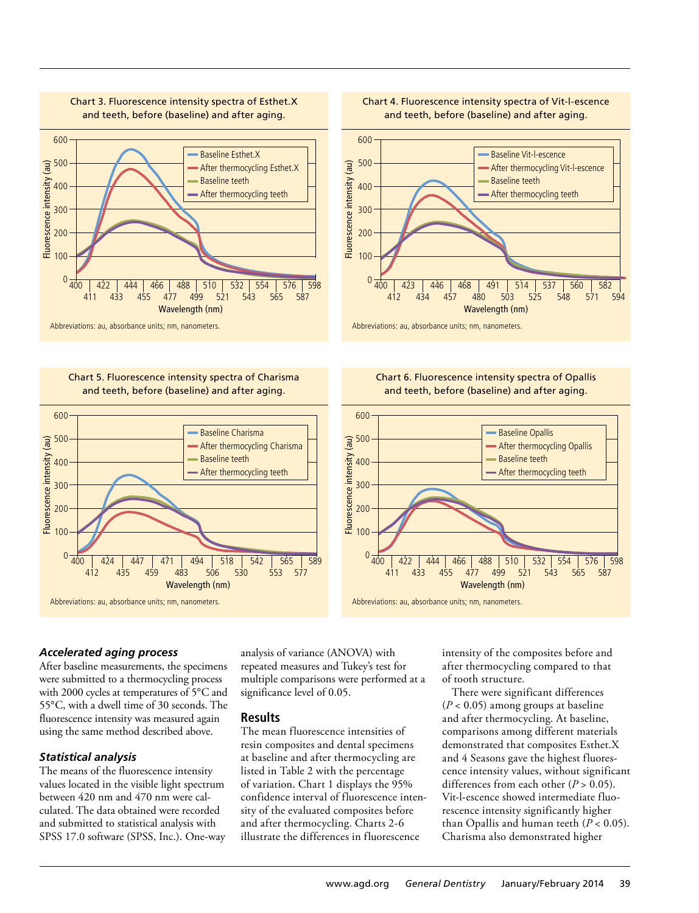Chart 3. Fluorescence intensity spectra of Esthet.X and teeth, before (baseline) and after aging.

Abbreviations: au, absorbance units; nm, nanometers.

Chart 4. Fluorescence intensity spectra of Vit-l-escence and teeth, before (baseline) and after aging.

Abbreviations: au, absorbance units; nm, nanometers.

Chart 5. Fluorescence intensity spectra of Charisma and teeth, before (baseline) and after aging.

Abbreviations: au, absorbance units; nm, nanometers.

Chart 6. Fluorescence intensity spectra of Opallis and teeth, before (baseline) and after aging.

Abbreviations: au, absorbance units; nm, nanometers.

### *Accelerated aging process*

After baseline measurements, the specimens were submitted to a thermocycling process with 2000 cycles at temperatures of 5°C and 55°C, with a dwell time of 30 seconds. The fluorescence intensity was measured again using the same method described above.

### *Statistical analysis*

The means of the fluorescence intensity values located in the visible light spectrum between 420 nm and 470 nm were calculated. The data obtained were recorded and submitted to statistical analysis with SPSS 17.0 software (SPSS, Inc.). One-way analysis of variance (ANOVA) with repeated measures and Tukey's test for multiple comparisons were performed at a significance level of 0.05.

## Results

The mean fluorescence intensities of resin composites and dental specimens at baseline and after thermocycling are listed in Table 2 with the percentage of variation. Chart 1 displays the 95% confidence interval of fluorescence intensity of the evaluated composites before and after thermocycling. Charts 2-6 illustrate the differences in fluorescence intensity of the composites before and after thermocycling compared to that of tooth structure.

There were significant differences ($P < 0.05$) among groups at baseline and after thermocycling. At baseline, comparisons among different materials demonstrated that composites Esthet.X and 4 Seasons gave the highest fluorescence intensity values, without significant differences from each other ($P > 0.05$). Vit-l-escence showed intermediate fluorescence intensity significantly higher than Opallis and human teeth ($P < 0.05$). Charisma also demonstrated higher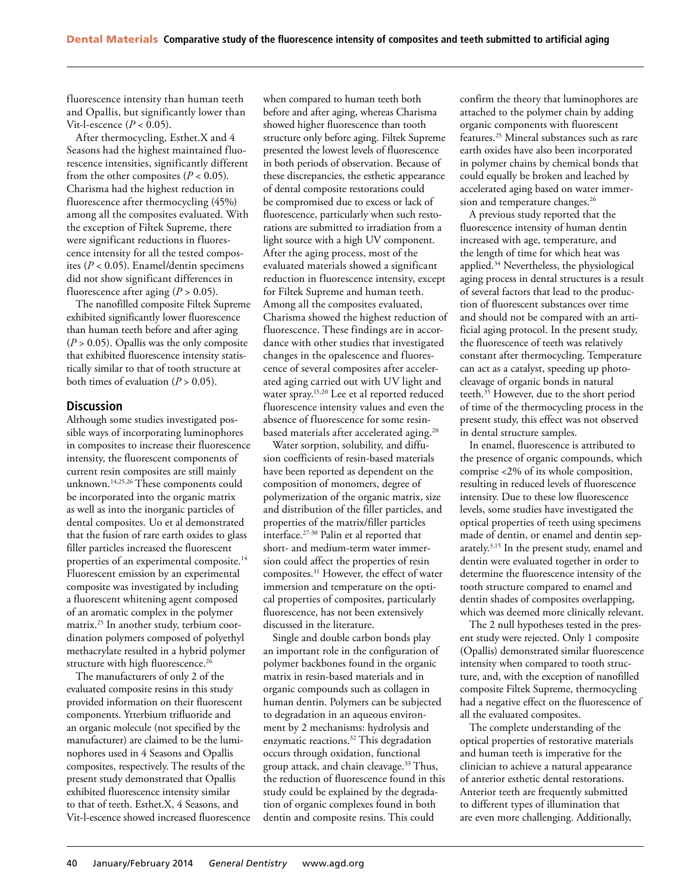fluorescence intensity than human teeth and Opallis, but significantly lower than Vit-l-escence ($P < 0.05$).

After thermocycling, Esthet.X and 4 Seasons had the highest maintained fluorescence intensities, significantly different from the other composites ($P < 0.05$). Charisma had the highest reduction in fluorescence after thermocycling (45%) among all the composites evaluated. With the exception of Filtek Supreme, there were significant reductions in fluorescence intensity for all the tested composites ($P < 0.05$). Enamel/dentin specimens did not show significant differences in fluorescence after aging ($P > 0.05$).

The nanofilled composite Filtek Supreme exhibited significantly lower fluorescence than human teeth before and after aging ($P > 0.05$). Opallis was the only composite that exhibited fluorescence intensity statistically similar to that of tooth structure at both times of evaluation ($P > 0.05$).

## Discussion

Although some studies investigated possible ways of incorporating luminophores in composites to increase their fluorescence intensity, the fluorescent components of current resin composites are still mainly unknown.[14,25,26] These components could be incorporated into the organic matrix as well as into the inorganic particles of dental composites. Uo et al demonstrated that the fusion of rare earth oxides to glass filler particles increased the fluorescent properties of an experimental composite.[14] Fluorescent emission by an experimental composite was investigated by including a fluorescent whitening agent composed of an aromatic complex in the polymer matrix.[25] In another study, terbium coordination polymers composed of polyethyl methacrylate resulted in a hybrid polymer structure with high fluorescence.[26]

The manufacturers of only 2 of the evaluated composite resins in this study provided information on their fluorescent components. Ytterbium trifluoride and an organic molecule (not specified by the manufacturer) are claimed to be the luminophores used in 4 Seasons and Opallis composites, respectively. The results of the present study demonstrated that Opallis exhibited fluorescence intensity similar to that of teeth. Esthet.X, 4 Seasons, and Vit-l-escence showed increased fluorescence when compared to human teeth both before and after aging, whereas Charisma showed higher fluorescence than tooth structure only before aging. Filtek Supreme presented the lowest levels of fluorescence in both periods of observation. Because of these discrepancies, the esthetic appearance of dental composite restorations could be compromised due to excess or lack of fluorescence, particularly when such restorations are submitted to irradiation from a light source with a high UV component. After the aging process, most of the evaluated materials showed a significant reduction in fluorescence intensity, except for Filtek Supreme and human teeth. Among all the composites evaluated, Charisma showed the highest reduction of fluorescence. These findings are in accordance with other studies that investigated changes in the opalescence and fluorescence of several composites after accelerated aging carried out with UV light and water spray.[15,20] Lee et al reported reduced fluorescence intensity values and even the absence of fluorescence for some resin-based materials after accelerated aging.[20]

Water sorption, solubility, and diffusion coefficients of resin-based materials have been reported as dependent on the composition of monomers, degree of polymerization of the organic matrix, size and distribution of the filler particles, and properties of the matrix/filler particles interface.[27-30] Palin et al reported that short- and medium-term water immersion could affect the properties of resin composites.[31] However, the effect of water immersion and temperature on the optical properties of composites, particularly fluorescence, has not been extensively discussed in the literature.

Single and double carbon bonds play an important role in the configuration of polymer backbones found in the organic matrix in resin-based materials and in organic compounds such as collagen in human dentin. Polymers can be subjected to degradation in an aqueous environment by 2 mechanisms: hydrolysis and enzymatic reactions.[32] This degradation occurs through oxidation, functional group attack, and chain cleavage.[33] Thus, the reduction of fluorescence found in this study could be explained by the degradation of organic complexes found in both dentin and composite resins. This could confirm the theory that luminophores are attached to the polymer chain by adding organic components with fluorescent features.[25] Mineral substances such as rare earth oxides have also been incorporated in polymer chains by chemical bonds that could equally be broken and leached by accelerated aging based on water immersion and temperature changes.[26]

A previous study reported that the fluorescence intensity of human dentin increased with age, temperature, and the length of time for which heat was applied.[34] Nevertheless, the physiological aging process in dental structures is a result of several factors that lead to the production of fluorescent substances over time and should not be compared with an artificial aging protocol. In the present study, the fluorescence of teeth was relatively constant after thermocycling. Temperature can act as a catalyst, speeding up photocleavage of organic bonds in natural teeth.[35] However, due to the short period of time of the thermocycling process in the present study, this effect was not observed in dental structure samples.

In enamel, fluorescence is attributed to the presence of organic compounds, which comprise <2% of its whole composition, resulting in reduced levels of fluorescence intensity. Due to these low fluorescence levels, some studies have investigated the optical properties of teeth using specimens made of dentin, or enamel and dentin separately.[3,15] In the present study, enamel and dentin were evaluated together in order to determine the fluorescence intensity of the tooth structure compared to enamel and dentin shades of composites overlapping, which was deemed more clinically relevant.

The 2 null hypotheses tested in the present study were rejected. Only 1 composite (Opallis) demonstrated similar fluorescence intensity when compared to tooth structure, and, with the exception of nanofilled composite Filtek Supreme, thermocycling had a negative effect on the fluorescence of all the evaluated composites.

The complete understanding of the optical properties of restorative materials and human teeth is imperative for the clinician to achieve a natural appearance of anterior esthetic dental restorations. Anterior teeth are frequently submitted to different types of illumination that are even more challenging. Additionally,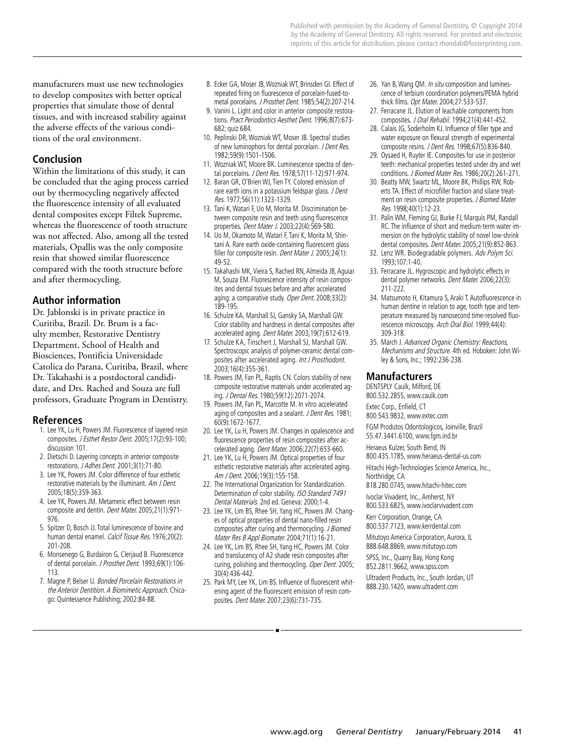manufacturers must use new technologies to develop composites with better optical properties that simulate those of dental tissues, and with increased stability against the adverse effects of the various conditions of the oral environment.

## Conclusion

Within the limitations of this study, it can be concluded that the aging process carried out by thermocycling negatively affected the fluorescence intensity of all evaluated dental composites except Filtek Supreme, whereas the fluorescence of tooth structure was not affected. Also, among all the tested materials, Opallis was the only composite resin that showed similar fluorescence compared with the tooth structure before and after thermocycling.

## Author information

Dr. Jablonski is in private practice in Curitiba, Brazil. Dr. Brum is a faculty member, Restorative Dentistry Department, School of Health and Biosciences, Pontificia Universidade Catolica do Parana, Curitiba, Brazil, where Dr. Takahashi is a postdoctoral candididate, and Drs. Rached and Souza are full professors, Graduate Program in Dentistry.

## References

1. Lee YK, Lu H, Powers JM. Fluorescence of layered resin composites. *J Esthet Restor Dent.* 2005;17(2):93-100; discussion 101.
2. Dietschi D. Layering concepts in anterior composite restorations. *J Adhes Dent.* 2001;3(1):71-80.
3. Lee YK, Powers JM. Color difference of four esthetic restorative materials by the illuminant. *Am J Dent.* 2005;18(5):359-363.
4. Lee YK, Powers JM. Metameric effect between resin composite and dentin. *Dent Mater.* 2005;21(1):971-976.
5. Spitzer D, Bosch JJ. Total luminescence of bovine and human dental enamel. *Calcif Tissue Res.* 1976;20(2):201-208.
6. Monsenego G, Burdairon G, Clerjaud B. Fluorescence of dental porcelain. *J Prosthet Dent.* 1993;69(1):106-113.
7. Magne P, Belser U. *Bonded Porcelain Restorations in the Anterior Dentition. A Biomimetic Approach.* Chicago: Quintessence Publishing; 2002:84-88.
8. Ecker GA, Moser JB, Wozniak WT, Brinsden GI. Effect of repeated firing on fluorescence of porcelain-fused-to-metal porcelains. *J Prosthet Dent.* 1985;54(2):207-214.
9. Vanini L. Light and color in anterior composite restorations. *Pract Periodontics Aesthet Dent.* 1996;8(7):673-682; quiz 684.
10. Peplinski DR, Wozniak WT, Moser JB. Spectral studies of new luminophors for dental porcelain. *J Dent Res.* 1982;59(9):1501-1506.
11. Wozniak WT, Moore BK. Luminescence spectra of dental porcelains. *J Dent Res.* 1978;57(11-12):971-974.
12. Baran GR, O'Brien WJ, Tien TY. Colored emission of rare earth ions in a potassium feldspar glass. *J Dent Res.* 1977;56(11):1323-1329.
13. Tani K, Watari F, Uo M, Morita M. Discrimination between composite resin and teeth using fluorescence properties. *Dent Mater J.* 2003;22(4):569-580.
14. Uo M, Okamoto M, Watari F, Tani K, Morita M, Shintani A. Rare earth oxide-containing fluorescent glass filler for composite resin. *Dent Mater J.* 2005;24(1):49-52.
15. Takahashi MK, Vieira S, Rached RN, Almeida JB, Aguiar M, Souza EM. Fluorescence intensity of resin composites and dental tissues before and after accelerated aging: a comparative study. *Oper Dent.* 2008;33(2):189-195.
16. Schulze KA, Marshall SJ, Gansky SA, Marshall GW. Color stability and hardness in dental composites after accelerated aging. *Dent Mater.* 2003;19(7):612-619.
17. Schulze KA, Tinschert J, Marshall SJ, Marshall GW. Spectroscopic analysis of polymer-ceramic dental composites after accelerated aging. *Int J Prosthodont.* 2003;16(4):355-361.
18. Powers JM, Fan PL, Raptis CN. Colors stability of new composite restorative materials under accelerated aging. *J Dental Res.* 1980;59(12):2071-2074.
19. Powers JM, Fan PL, Marcotte M. In vitro accelerated aging of composites and a sealant. *J Dent Res.* 1981; 60(9):1672-1677.
20. Lee YK, Lu H, Powers JM. Changes in opalescence and fluorescence properties of resin composites after accelerated aging. *Dent Mater.* 2006;22(7):653-660.
21. Lee YK, Lu H, Powers JM. Optical properties of four esthetic restorative materials after accelerated aging. *Am J Dent.* 2006;19(3):155-158.
22. The International Organization for Standardization. Determination of color stability. *ISO Standard 7491 Dental Materials.* 2nd ed. Geneva: 2000;1-4.
23. Lee YK, Lim BS, Rhee SH, Yang HC, Powers JM. Changes of optical properties of dental nano-filled resin composites after curing and thermocycling. *J Biomed Mater Res B Appl Biomater.* 2004;71(1):16-21.
24. Lee YK, Lim BS, Rhee SH, Yang HC, Powers JM. Color and translucency of A2 shade resin composites after curing, polishing and thermocycling. *Oper Dent.* 2005; 30(4):436-442.
25. Park MY, Lee YK, Lim BS. Influence of fluorescent whitening agent of the fluorescent emission of resin composites. *Dent Mater.* 2007;23(6):731-735.
26. Yan B, Wang QM. *In situ* composition and luminescence of terbium coordination polymers/PEMA hybrid thick films. *Opt Mater.* 2004;27:533-537.
27. Ferracane JL. Elution of leachable components from composites. *J Oral Rehabil.* 1994;21(4):441-452.
28. Calais JG, Soderholm KJ. Influence of filler type and water exposure on flexural strength of experimental composite resins. *J Dent Res.* 1998;67(5):836-840.
29. Oysaed H, Ruyter IE. Composites for use in posterior teeth: mechanical properties tested under dry and wet conditions. *J Biomed Mater Res.* 1986;20(2):261-271.
30. Beatty MW, Swartz ML, Moore BK, Phillips RW, Roberts TA. Effect of microfiller fraction and silane treatment on resin composite properties. *J Biomed Mater Res.* 1998;40(1):12-23.
31. Palin WM, Fleming GJ, Burke FJ, Marquis PM, Randall RC. The influence of short and medium-term water immersion on the hydrolytic stability of novel low-shrink dental composites. *Dent Mater.* 2005;21(9):852-863.
32. Lenz WR. Biodegradable polymers. *Adv Polym Sci.* 1993;107:1-40.
33. Ferracane JL. Hygroscopic and hydrolytic effects in dental polymer networks. *Dent Mater.* 2006;22(3):211-222.
34. Matsumoto H, Kitamura S, Araki T. Autofluorescence in human dentine in relation to age, tooth type and temperature measured by nanosecond time-resolved fluorescence microscopy. *Arch Oral Biol.* 1999;44(4):309-318.
35. March J. *Advanced Organic Chemistry: Reactions, Mechanisms and Structure.* 4th ed. Hoboken: John Wiley & Sons, Inc.; 1992:236-238.

## Manufacturers

DENTSPLY Caulk, Milford, DE
800.532.2855, www.caulk.com

Extec Corp., Enfield, CT
800.543.9832, www.extec.com

FGM Produtos Odontologicos, Joinville, Brazil
55.47.3441.6100, www.fgm.ind.br

Heraeus Kulzer, South Bend, IN
800.435.1785, www.heraeus-dental-us.com

Hitachi High-Technologies Science America, Inc., Northridge, CA
818.280.0745, www.hitachi-hitec.com

Ivoclar Vivadent, Inc., Amherst, NY
800.533.6825, www.ivoclarvivadent.com

Kerr Corporation, Orange, CA
800.537.7123, www.kerrdental.com

Mitutoyo America Corporation, Aurora, IL
888.648.8869, www.mitutoyo.com

SPSS, Inc., Quarry Bay, Hong Kong
852.2811.9662, www.spss.com

Ultradent Products, Inc., South Jordan, UT
888.230.1420, www.ultradent.com